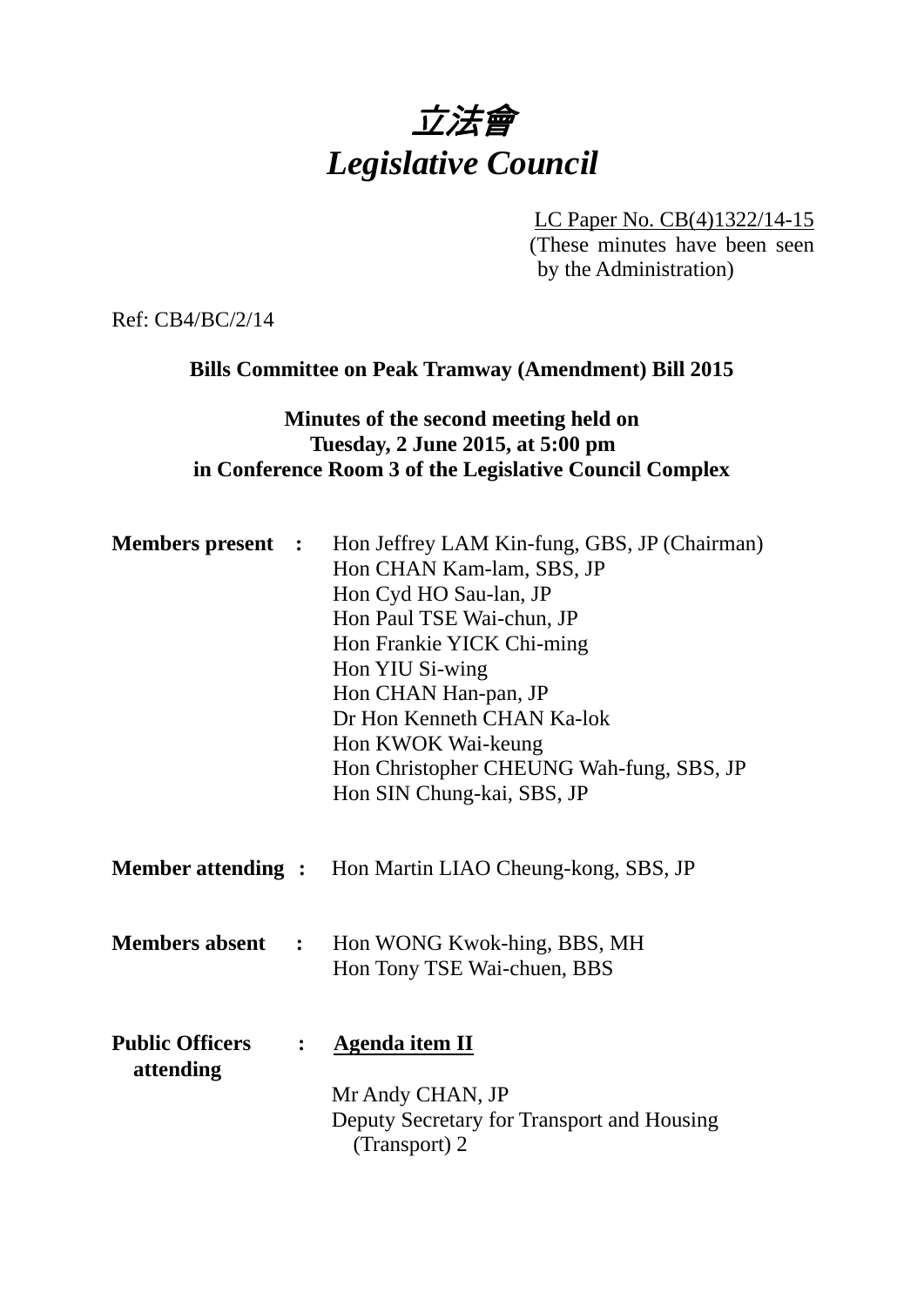# *立法會*
# *Legislative Council*

LC Paper No. CB(4)1322/14-15
(These minutes have been seen by the Administration)

Ref: CB4/BC/2/14

**Bills Committee on Peak Tramway (Amendment) Bill 2015**

**Minutes of the second meeting held on**
**Tuesday, 2 June 2015, at 5:00 pm**
**in Conference Room 3 of the Legislative Council Complex**

**Members present :**
Hon Jeffrey LAM Kin-fung, GBS, JP (Chairman)
Hon CHAN Kam-lam, SBS, JP
Hon Cyd HO Sau-lan, JP
Hon Paul TSE Wai-chun, JP
Hon Frankie YICK Chi-ming
Hon YIU Si-wing
Hon CHAN Han-pan, JP
Dr Hon Kenneth CHAN Ka-lok
Hon KWOK Wai-keung
Hon Christopher CHEUNG Wah-fung, SBS, JP
Hon SIN Chung-kai, SBS, JP

**Member attending :**
Hon Martin LIAO Cheung-kong, SBS, JP

**Members absent :**
Hon WONG Kwok-hing, BBS, MH
Hon Tony TSE Wai-chuen, BBS

**Public Officers attending :**
**Agenda item II**

Mr Andy CHAN, JP
Deputy Secretary for Transport and Housing (Transport) 2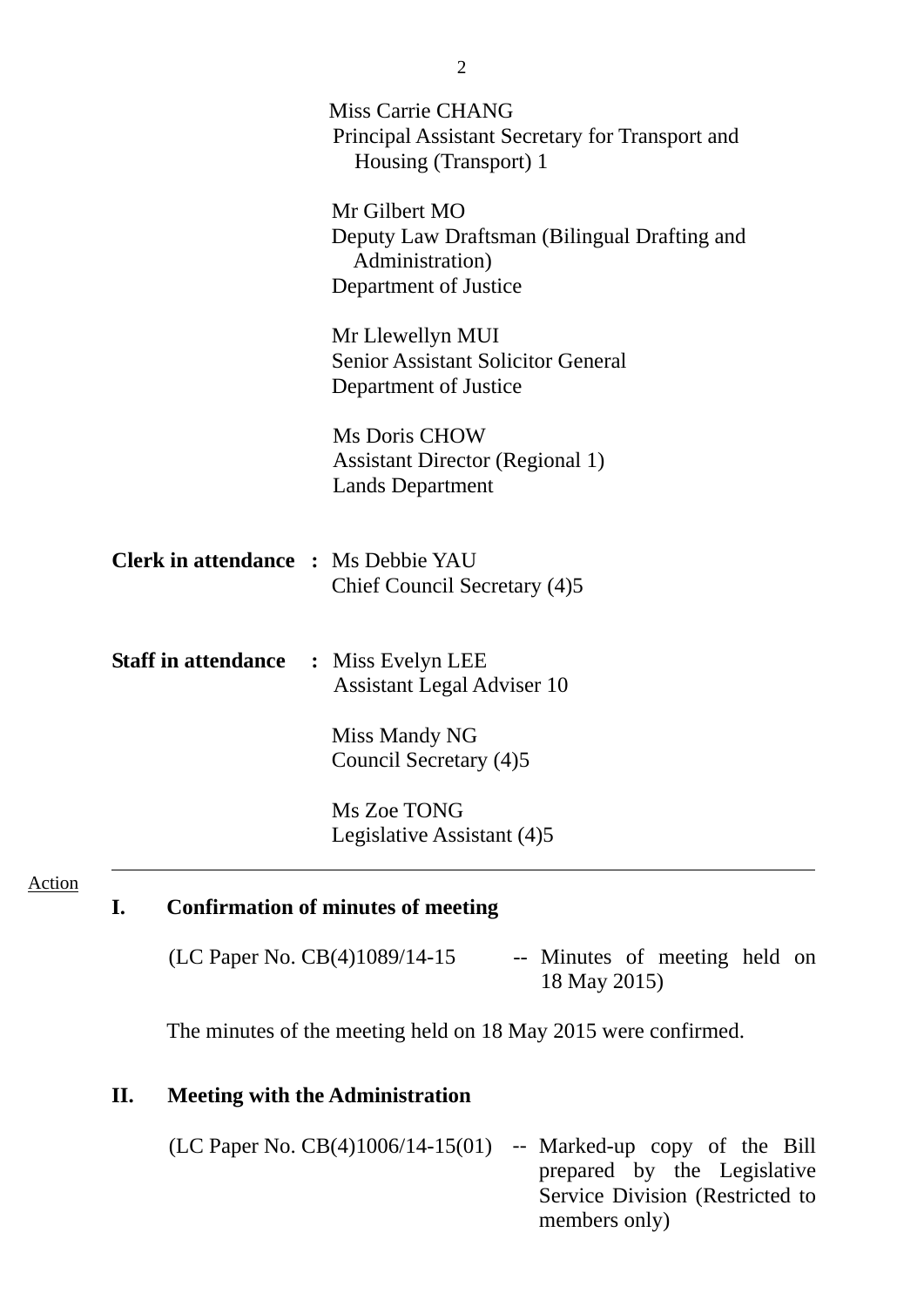Miss Carrie CHANG
Principal Assistant Secretary for Transport and Housing (Transport) 1

Mr Gilbert MO
Deputy Law Draftsman (Bilingual Drafting and Administration)
Department of Justice

Mr Llewellyn MUI
Senior Assistant Solicitor General
Department of Justice

Ms Doris CHOW
Assistant Director (Regional 1)
Lands Department

**Clerk in attendance :** Ms Debbie YAU
Chief Council Secretary (4)5

**Staff in attendance :** Miss Evelyn LEE
Assistant Legal Adviser 10

Miss Mandy NG
Council Secretary (4)5

Ms Zoe TONG
Legislative Assistant (4)5

---

Action

## I. Confirmation of minutes of meeting

(LC Paper No. CB(4)1089/14-15 -- Minutes of meeting held on 18 May 2015)

The minutes of the meeting held on 18 May 2015 were confirmed.

## II. Meeting with the Administration

(LC Paper No. CB(4)1006/14-15(01) -- Marked-up copy of the Bill prepared by the Legislative Service Division (Restricted to members only)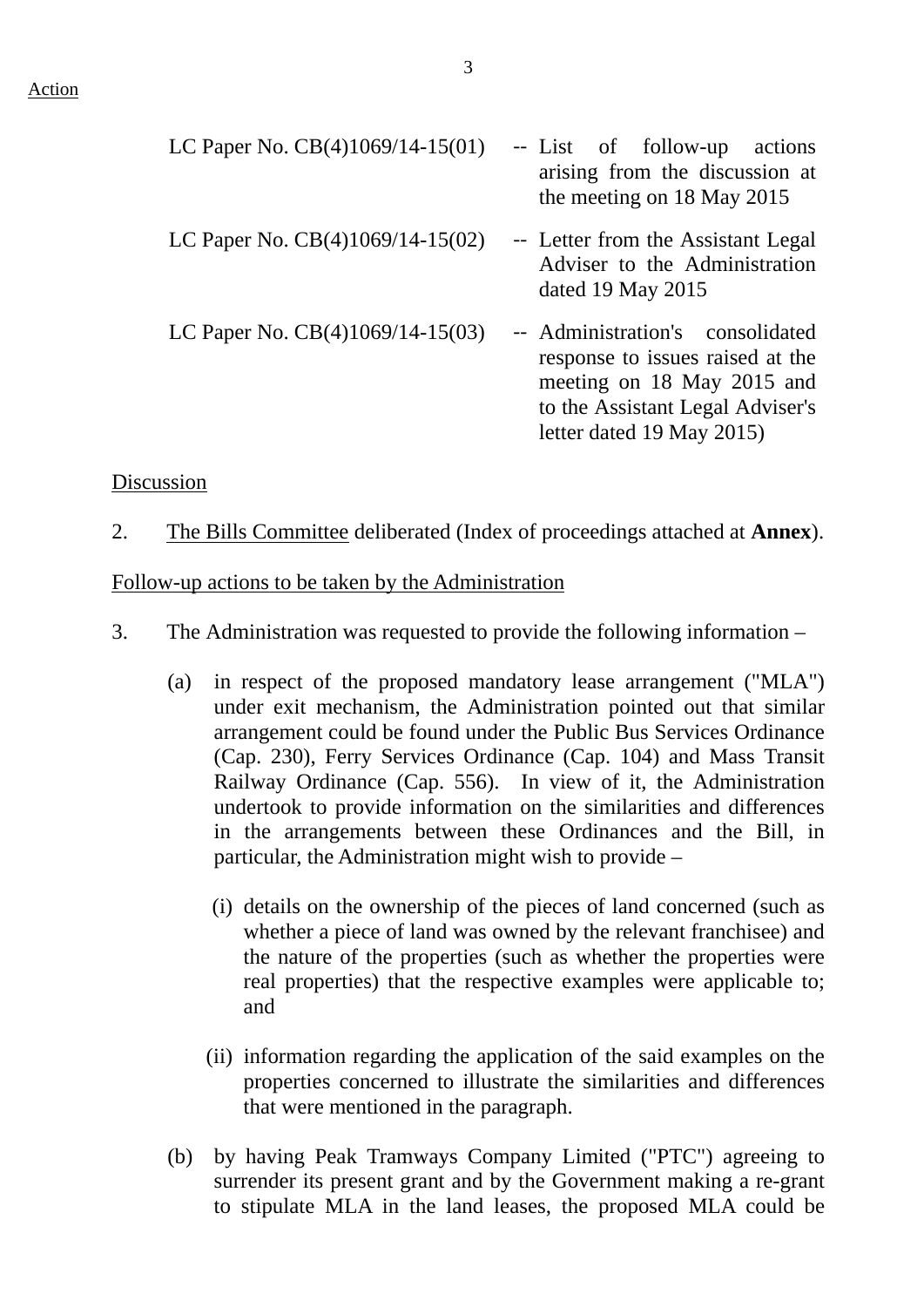Action

| | | |
|---|---|---|
| LC Paper No. CB(4)1069/14-15(01) | -- | List of follow-up actions arising from the discussion at the meeting on 18 May 2015 |
| LC Paper No. CB(4)1069/14-15(02) | -- | Letter from the Assistant Legal Adviser to the Administration dated 19 May 2015 |
| LC Paper No. CB(4)1069/14-15(03) | -- | Administration's consolidated response to issues raised at the meeting on 18 May 2015 and to the Assistant Legal Adviser's letter dated 19 May 2015) |

Discussion

2. The Bills Committee deliberated (Index of proceedings attached at **Annex**).

Follow-up actions to be taken by the Administration

3. The Administration was requested to provide the following information –

(a) in respect of the proposed mandatory lease arrangement ("MLA") under exit mechanism, the Administration pointed out that similar arrangement could be found under the Public Bus Services Ordinance (Cap. 230), Ferry Services Ordinance (Cap. 104) and Mass Transit Railway Ordinance (Cap. 556). In view of it, the Administration undertook to provide information on the similarities and differences in the arrangements between these Ordinances and the Bill, in particular, the Administration might wish to provide –

(i) details on the ownership of the pieces of land concerned (such as whether a piece of land was owned by the relevant franchisee) and the nature of the properties (such as whether the properties were real properties) that the respective examples were applicable to; and

(ii) information regarding the application of the said examples on the properties concerned to illustrate the similarities and differences that were mentioned in the paragraph.

(b) by having Peak Tramways Company Limited ("PTC") agreeing to surrender its present grant and by the Government making a re-grant to stipulate MLA in the land leases, the proposed MLA could be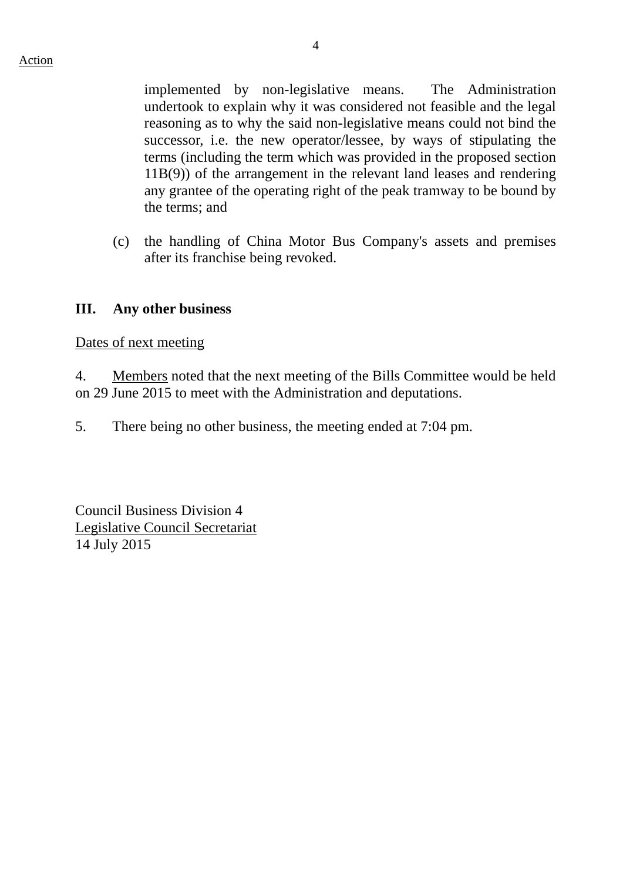Action

implemented by non-legislative means. The Administration undertook to explain why it was considered not feasible and the legal reasoning as to why the said non-legislative means could not bind the successor, i.e. the new operator/lessee, by ways of stipulating the terms (including the term which was provided in the proposed section 11B(9)) of the arrangement in the relevant land leases and rendering any grantee of the operating right of the peak tramway to be bound by the terms; and

(c) the handling of China Motor Bus Company's assets and premises after its franchise being revoked.

## III. Any other business

Dates of next meeting

4. Members noted that the next meeting of the Bills Committee would be held on 29 June 2015 to meet with the Administration and deputations.

5. There being no other business, the meeting ended at 7:04 pm.

Council Business Division 4
Legislative Council Secretariat
14 July 2015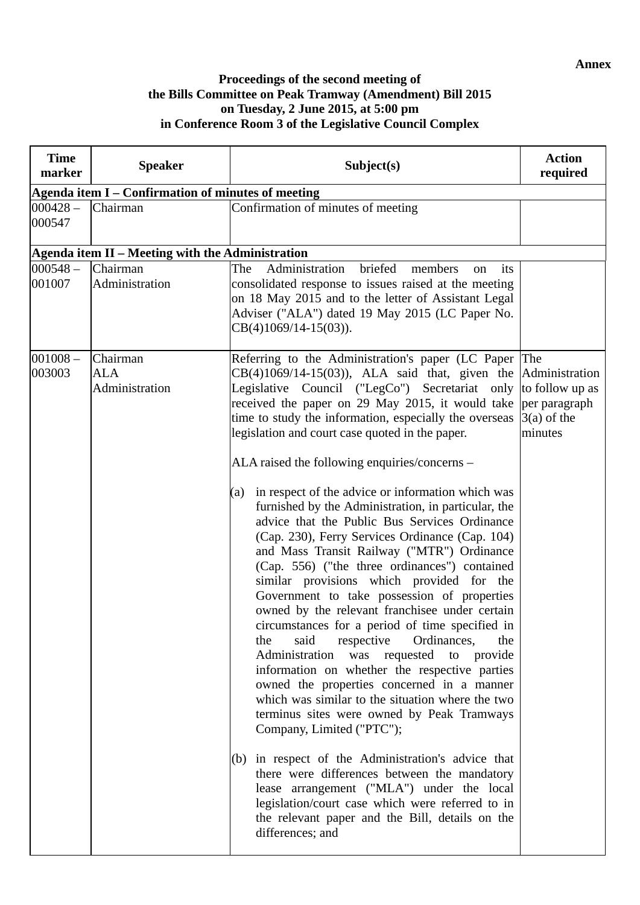**Annex**

**Proceedings of the second meeting of the Bills Committee on Peak Tramway (Amendment) Bill 2015 on Tuesday, 2 June 2015, at 5:00 pm in Conference Room 3 of the Legislative Council Complex**

| Time marker | Speaker | Subject(s) | Action required |
|---|---|---|---|
| **Agenda item I – Confirmation of minutes of meeting** | | | |
| 000428 – 000547 | Chairman | Confirmation of minutes of meeting | |
| **Agenda item II – Meeting with the Administration** | | | |
| 000548 – 001007 | Chairman<br>Administration | The Administration briefed members on its consolidated response to issues raised at the meeting on 18 May 2015 and to the letter of Assistant Legal Adviser ("ALA") dated 19 May 2015 (LC Paper No. CB(4)1069/14-15(03)). | |
| 001008 – 003003 | Chairman<br>ALA<br>Administration | Referring to the Administration's paper (LC Paper CB(4)1069/14-15(03)), ALA said that, given the Legislative Council ("LegCo") Secretariat only received the paper on 29 May 2015, it would take time to study the information, especially the overseas legislation and court case quoted in the paper.<br><br>ALA raised the following enquiries/concerns –<br><br>(a) in respect of the advice or information which was furnished by the Administration, in particular, the advice that the Public Bus Services Ordinance (Cap. 230), Ferry Services Ordinance (Cap. 104) and Mass Transit Railway ("MTR") Ordinance (Cap. 556) ("the three ordinances") contained similar provisions which provided for the Government to take possession of properties owned by the relevant franchisee under certain circumstances for a period of time specified in the said respective Ordinances, the Administration was requested to provide information on whether the respective parties owned the properties concerned in a manner which was similar to the situation where the two terminus sites were owned by Peak Tramways Company, Limited ("PTC");<br><br>(b) in respect of the Administration's advice that there were differences between the mandatory lease arrangement ("MLA") under the local legislation/court case which were referred to in the relevant paper and the Bill, details on the differences; and | The Administration to follow up as per paragraph 3(a) of the minutes |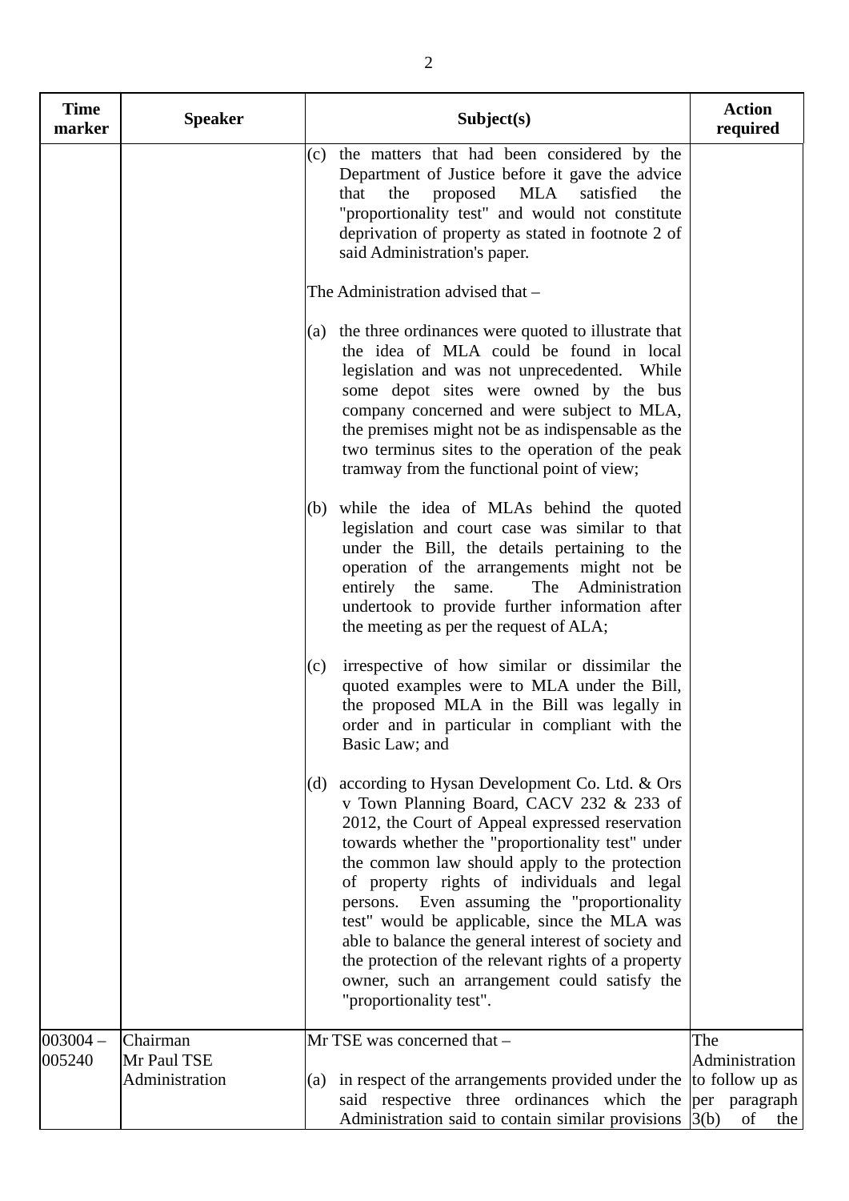| Time marker | Speaker | Subject(s) | Action required |
|---|---|---|---|
| | | (c) the matters that had been considered by the Department of Justice before it gave the advice that the proposed MLA satisfied the "proportionality test" and would not constitute deprivation of property as stated in footnote 2 of said Administration's paper.<br><br>The Administration advised that –<br><br>(a) the three ordinances were quoted to illustrate that the idea of MLA could be found in local legislation and was not unprecedented. While some depot sites were owned by the bus company concerned and were subject to MLA, the premises might not be as indispensable as the two terminus sites to the operation of the peak tramway from the functional point of view;<br><br>(b) while the idea of MLAs behind the quoted legislation and court case was similar to that under the Bill, the details pertaining to the operation of the arrangements might not be entirely the same. The Administration undertook to provide further information after the meeting as per the request of ALA;<br><br>(c) irrespective of how similar or dissimilar the quoted examples were to MLA under the Bill, the proposed MLA in the Bill was legally in order and in particular in compliant with the Basic Law; and<br><br>(d) according to Hysan Development Co. Ltd. & Ors v Town Planning Board, CACV 232 & 233 of 2012, the Court of Appeal expressed reservation towards whether the "proportionality test" under the common law should apply to the protection of property rights of individuals and legal persons. Even assuming the "proportionality test" would be applicable, since the MLA was able to balance the general interest of society and the protection of the relevant rights of a property owner, such an arrangement could satisfy the "proportionality test". | |
| 003004 – 005240 | Chairman<br>Mr Paul TSE<br>Administration | Mr TSE was concerned that –<br><br>(a) in respect of the arrangements provided under the said respective three ordinances which the Administration said to contain similar provisions | The Administration to follow up as per paragraph 3(b) of the |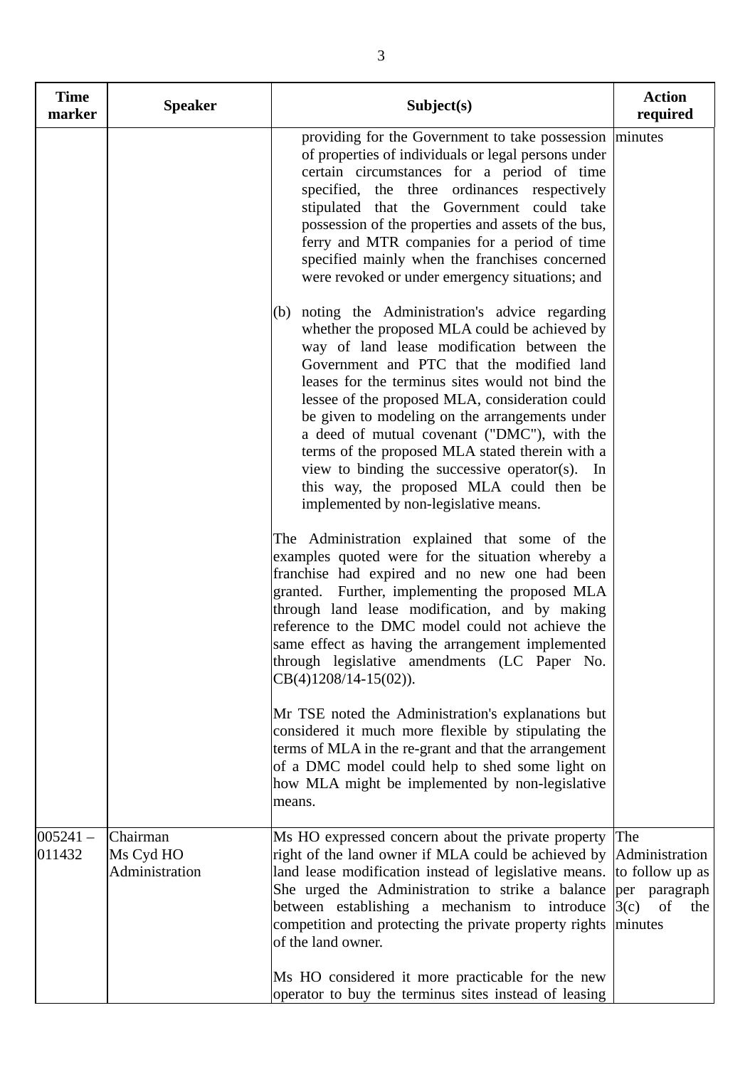| Time marker | Speaker | Subject(s) | Action required |
|---|---|---|---|
| | | providing for the Government to take possession of properties of individuals or legal persons under certain circumstances for a period of time specified, the three ordinances respectively stipulated that the Government could take possession of the properties and assets of the bus, ferry and MTR companies for a period of time specified mainly when the franchises concerned were revoked or under emergency situations; and<br><br>(b) noting the Administration's advice regarding whether the proposed MLA could be achieved by way of land lease modification between the Government and PTC that the modified land leases for the terminus sites would not bind the lessee of the proposed MLA, consideration could be given to modeling on the arrangements under a deed of mutual covenant ("DMC"), with the terms of the proposed MLA stated therein with a view to binding the successive operator(s). In this way, the proposed MLA could then be implemented by non-legislative means.<br><br>The Administration explained that some of the examples quoted were for the situation whereby a franchise had expired and no new one had been granted. Further, implementing the proposed MLA through land lease modification, and by making reference to the DMC model could not achieve the same effect as having the arrangement implemented through legislative amendments (LC Paper No. CB(4)1208/14-15(02)).<br><br>Mr TSE noted the Administration's explanations but considered it much more flexible by stipulating the terms of MLA in the re-grant and that the arrangement of a DMC model could help to shed some light on how MLA might be implemented by non-legislative means. | minutes |
| 005241 – 011432 | Chairman<br>Ms Cyd HO<br>Administration | Ms HO expressed concern about the private property right of the land owner if MLA could be achieved by land lease modification instead of legislative means. She urged the Administration to strike a balance between establishing a mechanism to introduce competition and protecting the private property rights of the land owner.<br><br>Ms HO considered it more practicable for the new operator to buy the terminus sites instead of leasing | The Administration to follow up as per paragraph 3(c) of the minutes |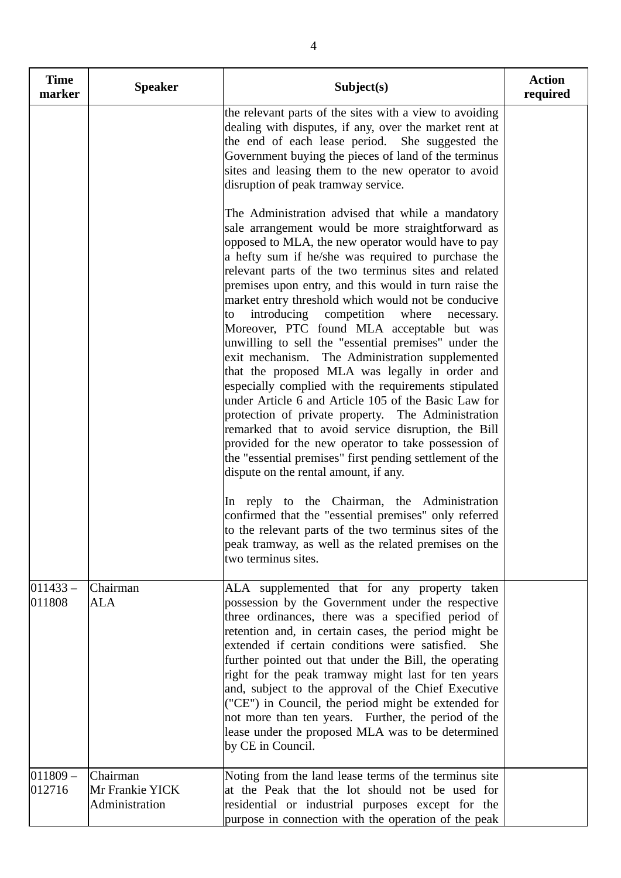| Time marker | Speaker | Subject(s) | Action required |
|---|---|---|---|
| | | the relevant parts of the sites with a view to avoiding dealing with disputes, if any, over the market rent at the end of each lease period. She suggested the Government buying the pieces of land of the terminus sites and leasing them to the new operator to avoid disruption of peak tramway service.<br><br>The Administration advised that while a mandatory sale arrangement would be more straightforward as opposed to MLA, the new operator would have to pay a hefty sum if he/she was required to purchase the relevant parts of the two terminus sites and related premises upon entry, and this would in turn raise the market entry threshold which would not be conducive to introducing competition where necessary. Moreover, PTC found MLA acceptable but was unwilling to sell the "essential premises" under the exit mechanism. The Administration supplemented that the proposed MLA was legally in order and especially complied with the requirements stipulated under Article 6 and Article 105 of the Basic Law for protection of private property. The Administration remarked that to avoid service disruption, the Bill provided for the new operator to take possession of the "essential premises" first pending settlement of the dispute on the rental amount, if any.<br><br>In reply to the Chairman, the Administration confirmed that the "essential premises" only referred to the relevant parts of the two terminus sites of the peak tramway, as well as the related premises on the two terminus sites. | |
| 011433 – 011808 | Chairman<br>ALA | ALA supplemented that for any property taken possession by the Government under the respective three ordinances, there was a specified period of retention and, in certain cases, the period might be extended if certain conditions were satisfied. She further pointed out that under the Bill, the operating right for the peak tramway might last for ten years and, subject to the approval of the Chief Executive ("CE") in Council, the period might be extended for not more than ten years. Further, the period of the lease under the proposed MLA was to be determined by CE in Council. | |
| 011809 – 012716 | Chairman<br>Mr Frankie YICK<br>Administration | Noting from the land lease terms of the terminus site at the Peak that the lot should not be used for residential or industrial purposes except for the purpose in connection with the operation of the peak | |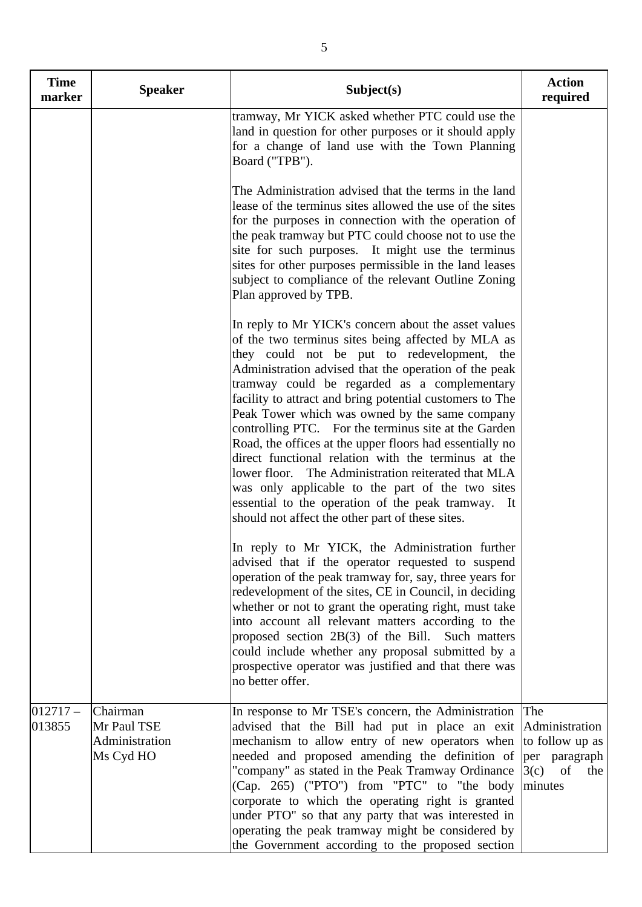| Time marker | Speaker | Subject(s) | Action required |
|---|---|---|---|
| | | tramway, Mr YICK asked whether PTC could use the land in question for other purposes or it should apply for a change of land use with the Town Planning Board ("TPB").<br><br>The Administration advised that the terms in the land lease of the terminus sites allowed the use of the sites for the purposes in connection with the operation of the peak tramway but PTC could choose not to use the site for such purposes. It might use the terminus sites for other purposes permissible in the land leases subject to compliance of the relevant Outline Zoning Plan approved by TPB.<br><br>In reply to Mr YICK's concern about the asset values of the two terminus sites being affected by MLA as they could not be put to redevelopment, the Administration advised that the operation of the peak tramway could be regarded as a complementary facility to attract and bring potential customers to The Peak Tower which was owned by the same company controlling PTC. For the terminus site at the Garden Road, the offices at the upper floors had essentially no direct functional relation with the terminus at the lower floor. The Administration reiterated that MLA was only applicable to the part of the two sites essential to the operation of the peak tramway. It should not affect the other part of these sites.<br><br>In reply to Mr YICK, the Administration further advised that if the operator requested to suspend operation of the peak tramway for, say, three years for redevelopment of the sites, CE in Council, in deciding whether or not to grant the operating right, must take into account all relevant matters according to the proposed section 2B(3) of the Bill. Such matters could include whether any proposal submitted by a prospective operator was justified and that there was no better offer. | |
| 012717 – 013855 | Chairman<br>Mr Paul TSE<br>Administration<br>Ms Cyd HO | In response to Mr TSE's concern, the Administration advised that the Bill had put in place an exit mechanism to allow entry of new operators when needed and proposed amending the definition of "company" as stated in the Peak Tramway Ordinance (Cap. 265) ("PTO") from "PTC" to "the body corporate to which the operating right is granted under PTO" so that any party that was interested in operating the peak tramway might be considered by the Government according to the proposed section | The Administration to follow up as per paragraph 3(c) of the minutes |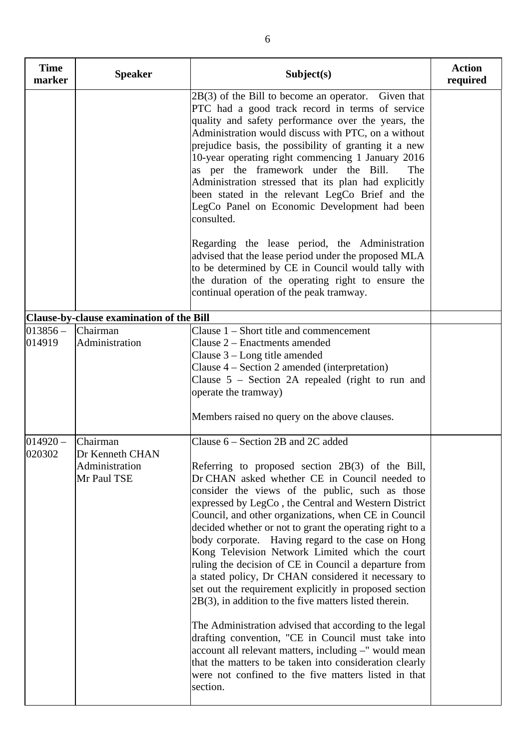| Time marker | Speaker | Subject(s) | Action required |
|---|---|---|---|
| | | 2B(3) of the Bill to become an operator. Given that PTC had a good track record in terms of service quality and safety performance over the years, the Administration would discuss with PTC, on a without prejudice basis, the possibility of granting it a new 10-year operating right commencing 1 January 2016 as per the framework under the Bill. The Administration stressed that its plan had explicitly been stated in the relevant LegCo Brief and the LegCo Panel on Economic Development had been consulted.<br><br>Regarding the lease period, the Administration advised that the lease period under the proposed MLA to be determined by CE in Council would tally with the duration of the operating right to ensure the continual operation of the peak tramway. | |
| **Clause-by-clause examination of the Bill** | | | |
| 013856 – 014919 | Chairman<br>Administration | Clause 1 – Short title and commencement<br>Clause 2 – Enactments amended<br>Clause 3 – Long title amended<br>Clause 4 – Section 2 amended (interpretation)<br>Clause 5 – Section 2A repealed (right to run and operate the tramway)<br><br>Members raised no query on the above clauses. | |
| 014920 – 020302 | Chairman<br>Dr Kenneth CHAN<br>Administration<br>Mr Paul TSE | Clause 6 – Section 2B and 2C added<br><br>Referring to proposed section 2B(3) of the Bill, Dr CHAN asked whether CE in Council needed to consider the views of the public, such as those expressed by LegCo , the Central and Western District Council, and other organizations, when CE in Council decided whether or not to grant the operating right to a body corporate. Having regard to the case on Hong Kong Television Network Limited which the court ruling the decision of CE in Council a departure from a stated policy, Dr CHAN considered it necessary to set out the requirement explicitly in proposed section 2B(3), in addition to the five matters listed therein.<br><br>The Administration advised that according to the legal drafting convention, "CE in Council must take into account all relevant matters, including –" would mean that the matters to be taken into consideration clearly were not confined to the five matters listed in that section. | |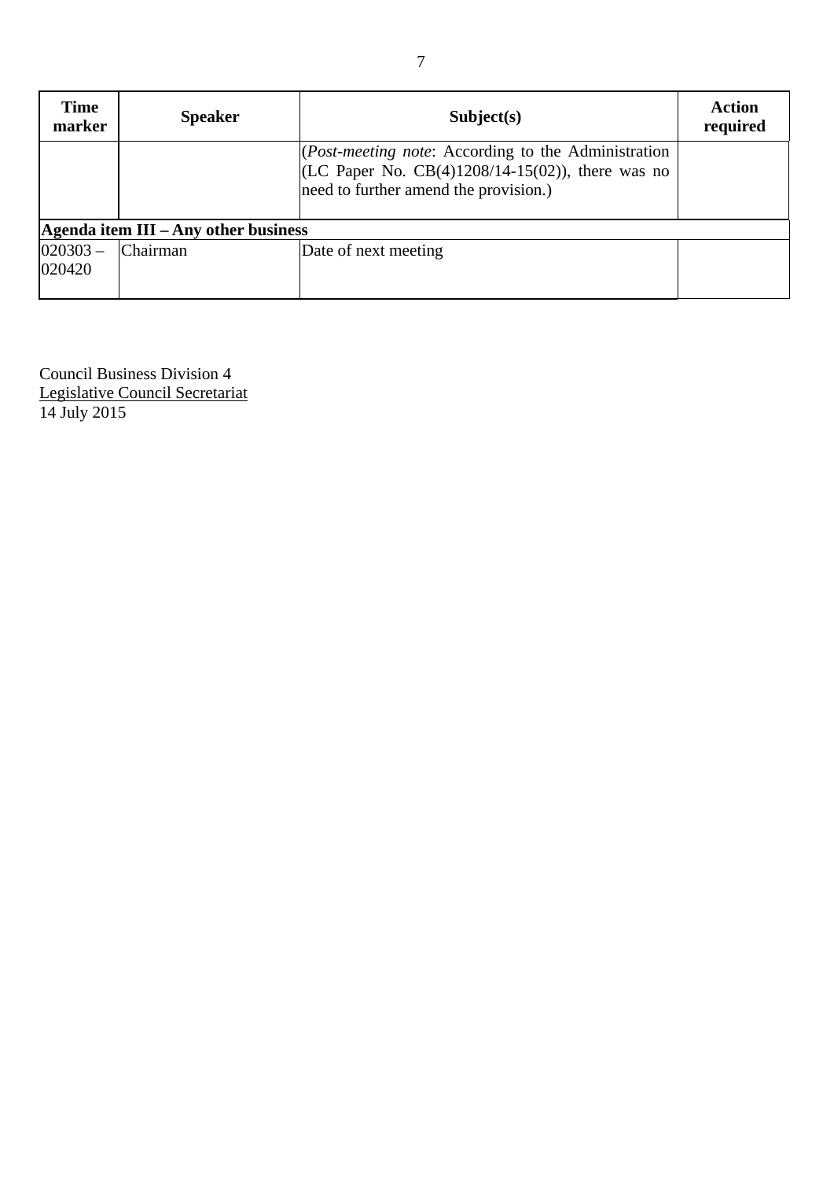| Time marker | Speaker | Subject(s) | Action required |
|---|---|---|---|
| | | (*Post-meeting note*: According to the Administration (LC Paper No. CB(4)1208/14-15(02)), there was no need to further amend the provision.) | |
| **Agenda item III – Any other business** | | | |
| 020303 – 020420 | Chairman | Date of next meeting | |

Council Business Division 4
Legislative Council Secretariat
14 July 2015